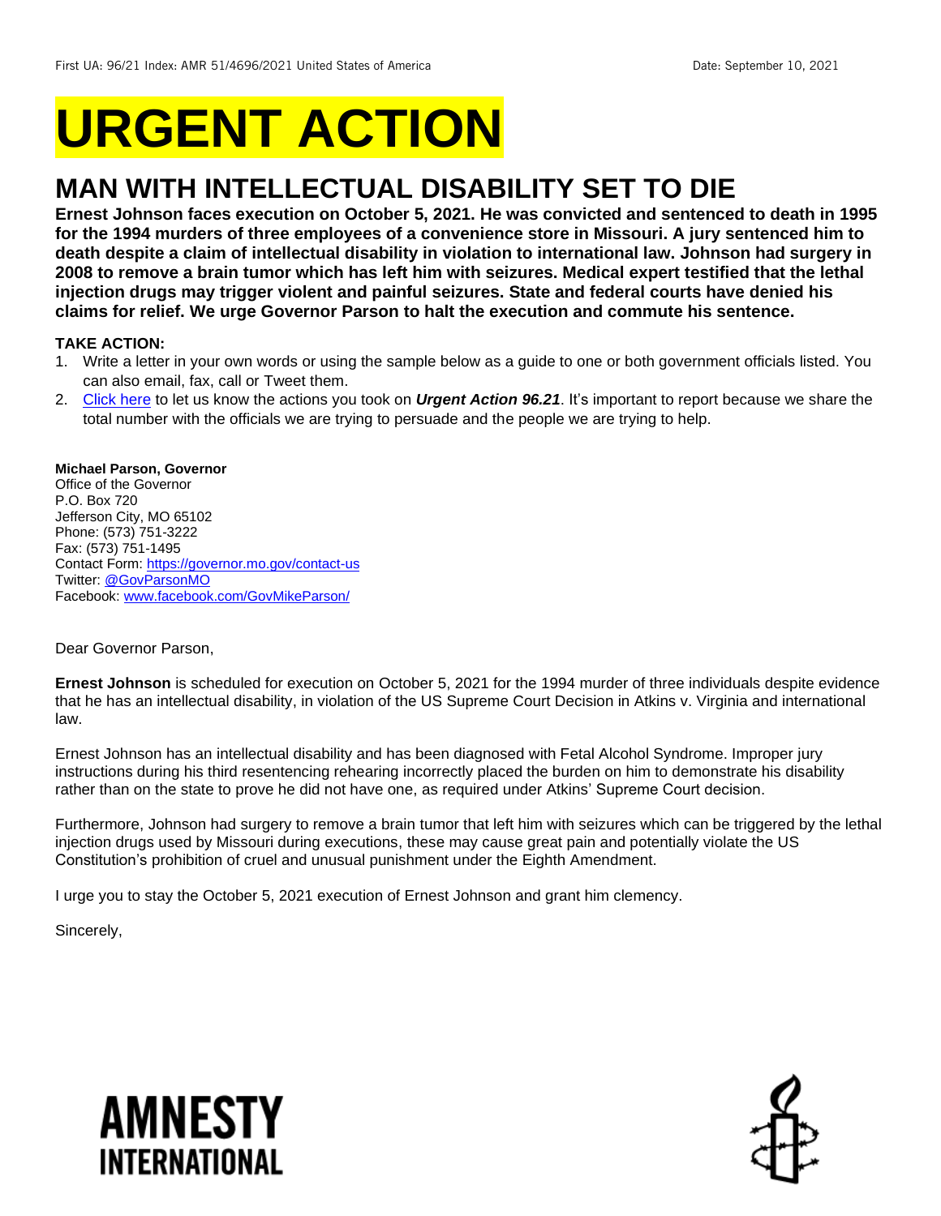First UA: 96/21 Index: AMR 51/4696/2021 United States of America Date: September 10, 2021

# URGENT ACTION

## MAN WITH INTELLECTUAL DISABILITY SET TO DIE

**Ernest Johnson faces execution on October 5, 2021. He was convicted and sentenced to death in 1995 for the 1994 murders of three employees of a convenience store in Missouri. A jury sentenced him to death despite a claim of intellectual disability in violation to international law. Johnson had surgery in 2008 to remove a brain tumor which has left him with seizures. Medical expert testified that the lethal injection drugs may trigger violent and painful seizures. State and federal courts have denied his claims for relief. We urge Governor Parson to halt the execution and commute his sentence.**

**TAKE ACTION:**

1. Write a letter in your own words or using the sample below as a guide to one or both government officials listed. You can also email, fax, call or Tweet them.
2. Click here to let us know the actions you took on ***Urgent Action 96.21***. It's important to report because we share the total number with the officials we are trying to persuade and the people we are trying to help.

**Michael Parson, Governor**
Office of the Governor
P.O. Box 720
Jefferson City, MO 65102
Phone: (573) 751-3222
Fax: (573) 751-1495
Contact Form: https://governor.mo.gov/contact-us
Twitter: @GovParsonMO
Facebook: www.facebook.com/GovMikeParson/

Dear Governor Parson,

**Ernest Johnson** is scheduled for execution on October 5, 2021 for the 1994 murder of three individuals despite evidence that he has an intellectual disability, in violation of the US Supreme Court Decision in Atkins v. Virginia and international law.

Ernest Johnson has an intellectual disability and has been diagnosed with Fetal Alcohol Syndrome. Improper jury instructions during his third resentencing rehearing incorrectly placed the burden on him to demonstrate his disability rather than on the state to prove he did not have one, as required under Atkins' Supreme Court decision.

Furthermore, Johnson had surgery to remove a brain tumor that left him with seizures which can be triggered by the lethal injection drugs used by Missouri during executions, these may cause great pain and potentially violate the US Constitution's prohibition of cruel and unusual punishment under the Eighth Amendment.

I urge you to stay the October 5, 2021 execution of Ernest Johnson and grant him clemency.

Sincerely,

AMNESTY INTERNATIONAL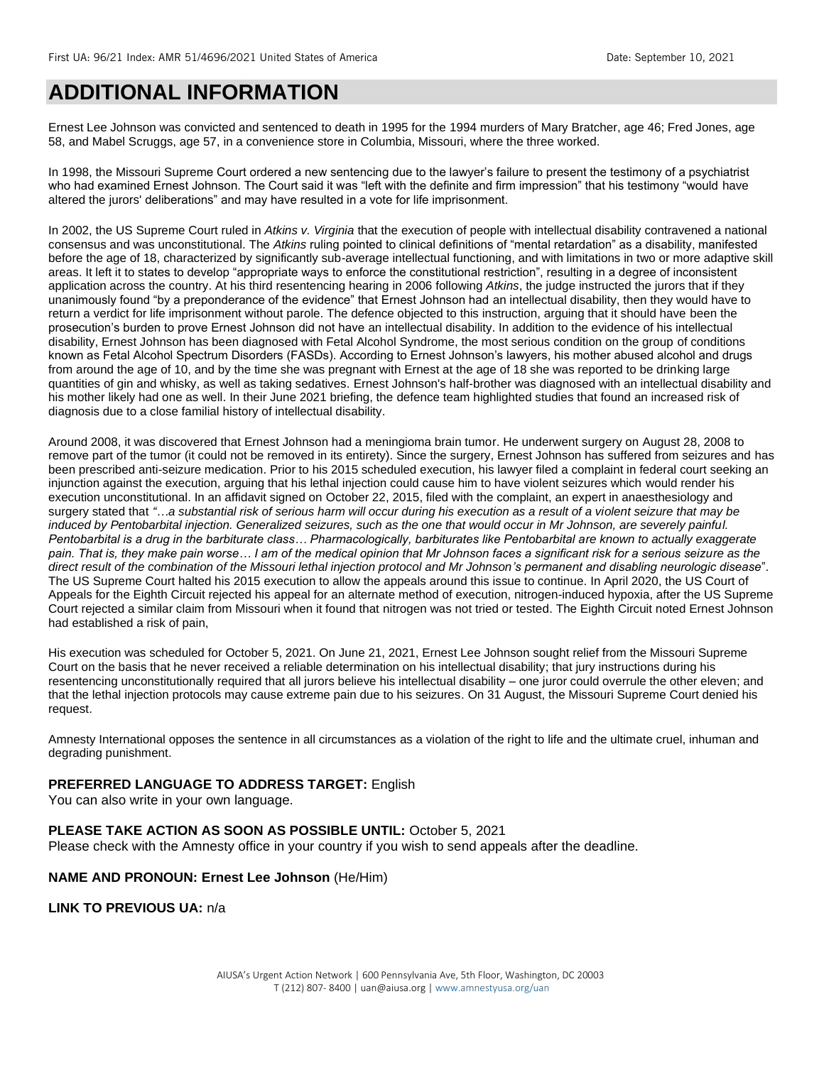# ADDITIONAL INFORMATION

Ernest Lee Johnson was convicted and sentenced to death in 1995 for the 1994 murders of Mary Bratcher, age 46; Fred Jones, age 58, and Mabel Scruggs, age 57, in a convenience store in Columbia, Missouri, where the three worked.

In 1998, the Missouri Supreme Court ordered a new sentencing due to the lawyer's failure to present the testimony of a psychiatrist who had examined Ernest Johnson. The Court said it was "left with the definite and firm impression" that his testimony "would have altered the jurors' deliberations" and may have resulted in a vote for life imprisonment.

In 2002, the US Supreme Court ruled in *Atkins v. Virginia* that the execution of people with intellectual disability contravened a national consensus and was unconstitutional. The *Atkins* ruling pointed to clinical definitions of "mental retardation" as a disability, manifested before the age of 18, characterized by significantly sub-average intellectual functioning, and with limitations in two or more adaptive skill areas. It left it to states to develop "appropriate ways to enforce the constitutional restriction", resulting in a degree of inconsistent application across the country. At his third resentencing hearing in 2006 following *Atkins*, the judge instructed the jurors that if they unanimously found "by a preponderance of the evidence" that Ernest Johnson had an intellectual disability, then they would have to return a verdict for life imprisonment without parole. The defence objected to this instruction, arguing that it should have been the prosecution's burden to prove Ernest Johnson did not have an intellectual disability. In addition to the evidence of his intellectual disability, Ernest Johnson has been diagnosed with Fetal Alcohol Syndrome, the most serious condition on the group of conditions known as Fetal Alcohol Spectrum Disorders (FASDs). According to Ernest Johnson's lawyers, his mother abused alcohol and drugs from around the age of 10, and by the time she was pregnant with Ernest at the age of 18 she was reported to be drinking large quantities of gin and whisky, as well as taking sedatives. Ernest Johnson's half-brother was diagnosed with an intellectual disability and his mother likely had one as well. In their June 2021 briefing, the defence team highlighted studies that found an increased risk of diagnosis due to a close familial history of intellectual disability.

Around 2008, it was discovered that Ernest Johnson had a meningioma brain tumor. He underwent surgery on August 28, 2008 to remove part of the tumor (it could not be removed in its entirety). Since the surgery, Ernest Johnson has suffered from seizures and has been prescribed anti-seizure medication. Prior to his 2015 scheduled execution, his lawyer filed a complaint in federal court seeking an injunction against the execution, arguing that his lethal injection could cause him to have violent seizures which would render his execution unconstitutional. In an affidavit signed on October 22, 2015, filed with the complaint, an expert in anaesthesiology and surgery stated that *"…a substantial risk of serious harm will occur during his execution as a result of a violent seizure that may be induced by Pentobarbital injection. Generalized seizures, such as the one that would occur in Mr Johnson, are severely painful. Pentobarbital is a drug in the barbiturate class… Pharmacologically, barbiturates like Pentobarbital are known to actually exaggerate pain. That is, they make pain worse… I am of the medical opinion that Mr Johnson faces a significant risk for a serious seizure as the direct result of the combination of the Missouri lethal injection protocol and Mr Johnson's permanent and disabling neurologic disease*". The US Supreme Court halted his 2015 execution to allow the appeals around this issue to continue. In April 2020, the US Court of Appeals for the Eighth Circuit rejected his appeal for an alternate method of execution, nitrogen-induced hypoxia, after the US Supreme Court rejected a similar claim from Missouri when it found that nitrogen was not tried or tested. The Eighth Circuit noted Ernest Johnson had established a risk of pain,

His execution was scheduled for October 5, 2021. On June 21, 2021, Ernest Lee Johnson sought relief from the Missouri Supreme Court on the basis that he never received a reliable determination on his intellectual disability; that jury instructions during his resentencing unconstitutionally required that all jurors believe his intellectual disability – one juror could overrule the other eleven; and that the lethal injection protocols may cause extreme pain due to his seizures. On 31 August, the Missouri Supreme Court denied his request.

Amnesty International opposes the sentence in all circumstances as a violation of the right to life and the ultimate cruel, inhuman and degrading punishment.

**PREFERRED LANGUAGE TO ADDRESS TARGET:** English
You can also write in your own language.

**PLEASE TAKE ACTION AS SOON AS POSSIBLE UNTIL:** October 5, 2021
Please check with the Amnesty office in your country if you wish to send appeals after the deadline.

**NAME AND PRONOUN: Ernest Lee Johnson** (He/Him)

**LINK TO PREVIOUS UA:** n/a